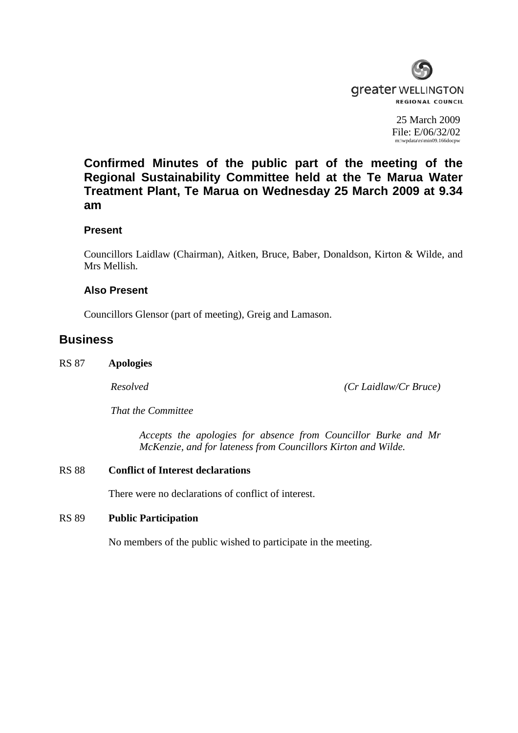greater WELLINGTON
REGIONAL COUNCIL

25 March 2009
File: E/06/32/02
m:\wpdata\rs\min09.166docpw

## Confirmed Minutes of the public part of the meeting of the Regional Sustainability Committee held at the Te Marua Water Treatment Plant, Te Marua on Wednesday 25 March 2009 at 9.34 am

### Present

Councillors Laidlaw (Chairman), Aitken, Bruce, Baber, Donaldson, Kirton & Wilde, and Mrs Mellish.

### Also Present

Councillors Glensor (part of meeting), Greig and Lamason.

## Business

**RS 87 Apologies**

*Resolved* *(Cr Laidlaw/Cr Bruce)*

*That the Committee*

*Accepts the apologies for absence from Councillor Burke and Mr McKenzie, and for lateness from Councillors Kirton and Wilde.*

**RS 88 Conflict of Interest declarations**

There were no declarations of conflict of interest.

**RS 89 Public Participation**

No members of the public wished to participate in the meeting.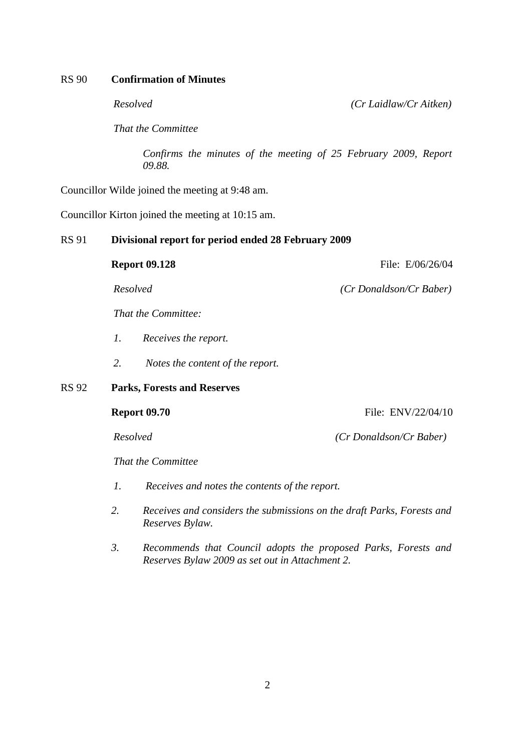RS 90 **Confirmation of Minutes**

*Resolved* *(Cr Laidlaw/Cr Aitken)*

*That the Committee*

*Confirms the minutes of the meeting of 25 February 2009, Report 09.88.*

Councillor Wilde joined the meeting at 9:48 am.

Councillor Kirton joined the meeting at 10:15 am.

RS 91 **Divisional report for period ended 28 February 2009**

**Report 09.128** File: E/06/26/04

*Resolved* *(Cr Donaldson/Cr Baber)*

*That the Committee:*

1. *Receives the report.*
2. *Notes the content of the report.*

RS 92 **Parks, Forests and Reserves**

**Report 09.70** File: ENV/22/04/10

*Resolved* *(Cr Donaldson/Cr Baber)*

*That the Committee*

1. *Receives and notes the contents of the report.*
2. *Receives and considers the submissions on the draft Parks, Forests and Reserves Bylaw.*
3. *Recommends that Council adopts the proposed Parks, Forests and Reserves Bylaw 2009 as set out in Attachment 2.*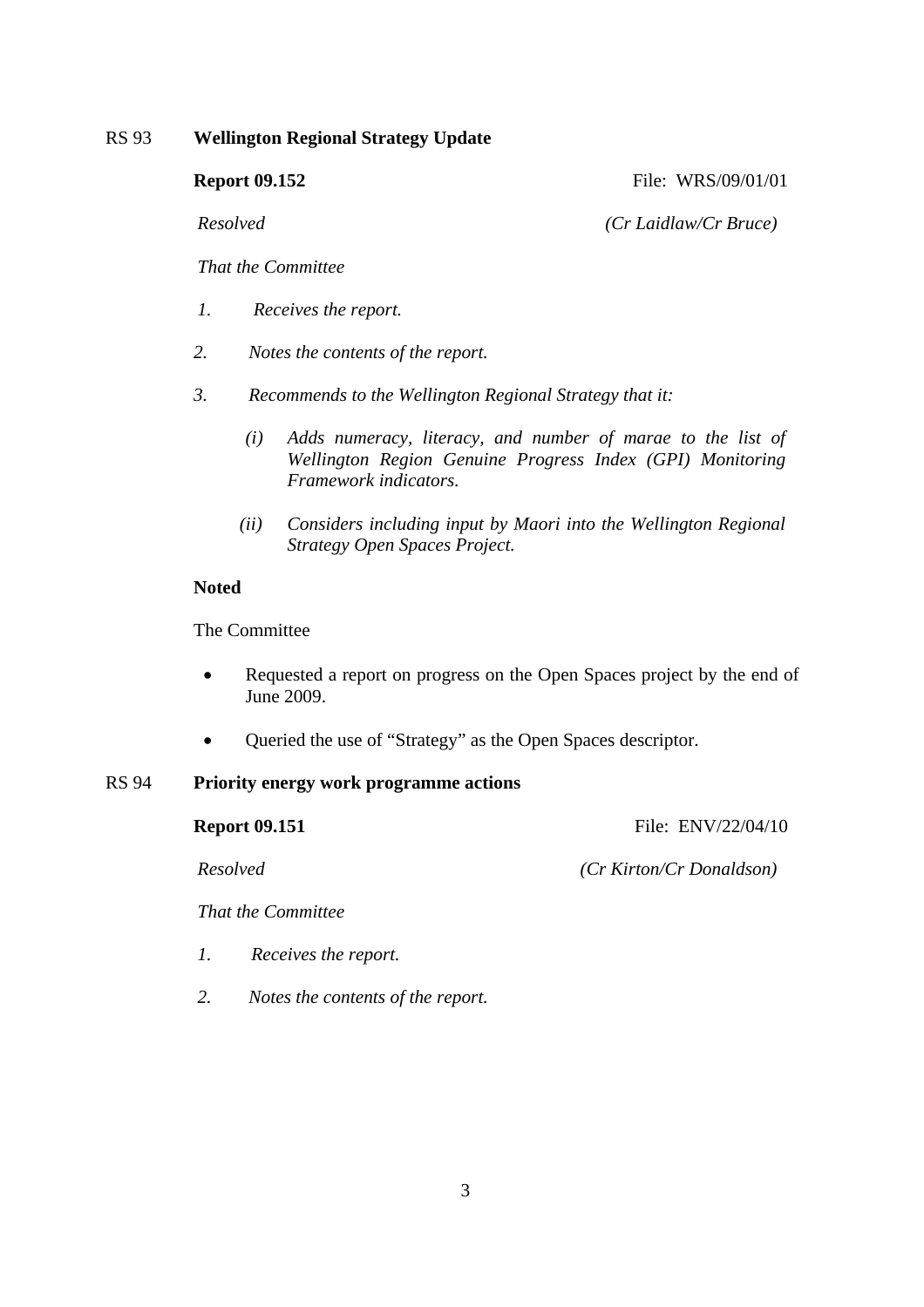RS 93 **Wellington Regional Strategy Update**

**Report 09.152** File: WRS/09/01/01

*Resolved* *(Cr Laidlaw/Cr Bruce)*

*That the Committee*

*1. Receives the report.*

*2. Notes the contents of the report.*

*3. Recommends to the Wellington Regional Strategy that it:*

*(i) Adds numeracy, literacy, and number of marae to the list of Wellington Region Genuine Progress Index (GPI) Monitoring Framework indicators.*

*(ii) Considers including input by Maori into the Wellington Regional Strategy Open Spaces Project.*

**Noted**

The Committee

- Requested a report on progress on the Open Spaces project by the end of June 2009.
- Queried the use of "Strategy" as the Open Spaces descriptor.

RS 94 **Priority energy work programme actions**

**Report 09.151** File: ENV/22/04/10

*Resolved* *(Cr Kirton/Cr Donaldson)*

*That the Committee*

*1. Receives the report.*

*2. Notes the contents of the report.*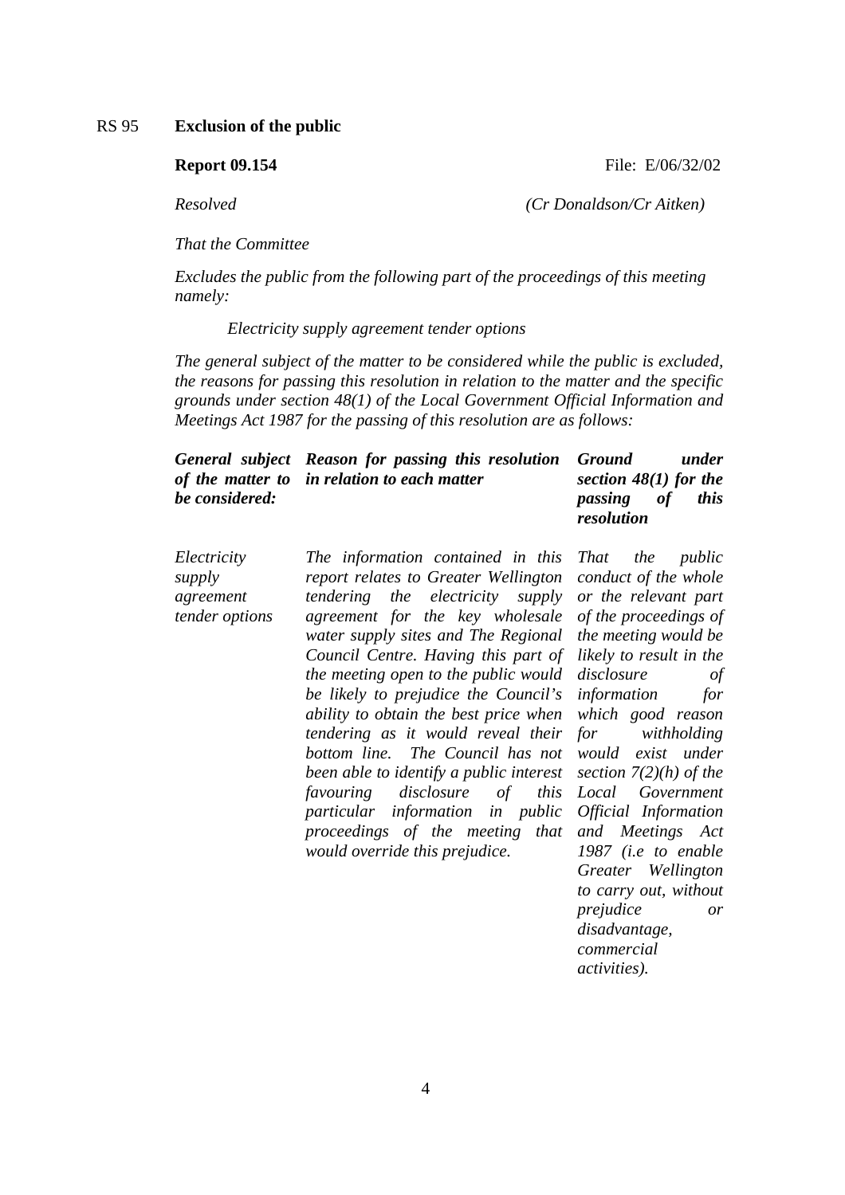RS 95 **Exclusion of the public**

**Report 09.154** File: E/06/32/02

*Resolved* *(Cr Donaldson/Cr Aitken)*

*That the Committee*

*Excludes the public from the following part of the proceedings of this meeting namely:*

*Electricity supply agreement tender options*

*The general subject of the matter to be considered while the public is excluded, the reasons for passing this resolution in relation to the matter and the specific grounds under section 48(1) of the Local Government Official Information and Meetings Act 1987 for the passing of this resolution are as follows:*

| ***General subject of the matter to be considered:*** | ***Reason for passing this resolution in relation to each matter*** | ***Ground under section 48(1) for the passing of this resolution*** |
|---|---|---|
| *Electricity supply agreement tender options* | *The information contained in this report relates to Greater Wellington tendering the electricity supply agreement for the key wholesale water supply sites and The Regional Council Centre. Having this part of the meeting open to the public would be likely to prejudice the Council's ability to obtain the best price when tendering as it would reveal their bottom line. The Council has not been able to identify a public interest favouring disclosure of this particular information in public proceedings of the meeting that would override this prejudice.* | *That the public conduct of the whole or the relevant part of the proceedings of the meeting would be likely to result in the disclosure of information for which good reason for withholding would exist under section 7(2)(h) of the Local Government Official Information and Meetings Act 1987 (i.e to enable Greater Wellington to carry out, without prejudice or disadvantage, commercial activities).* |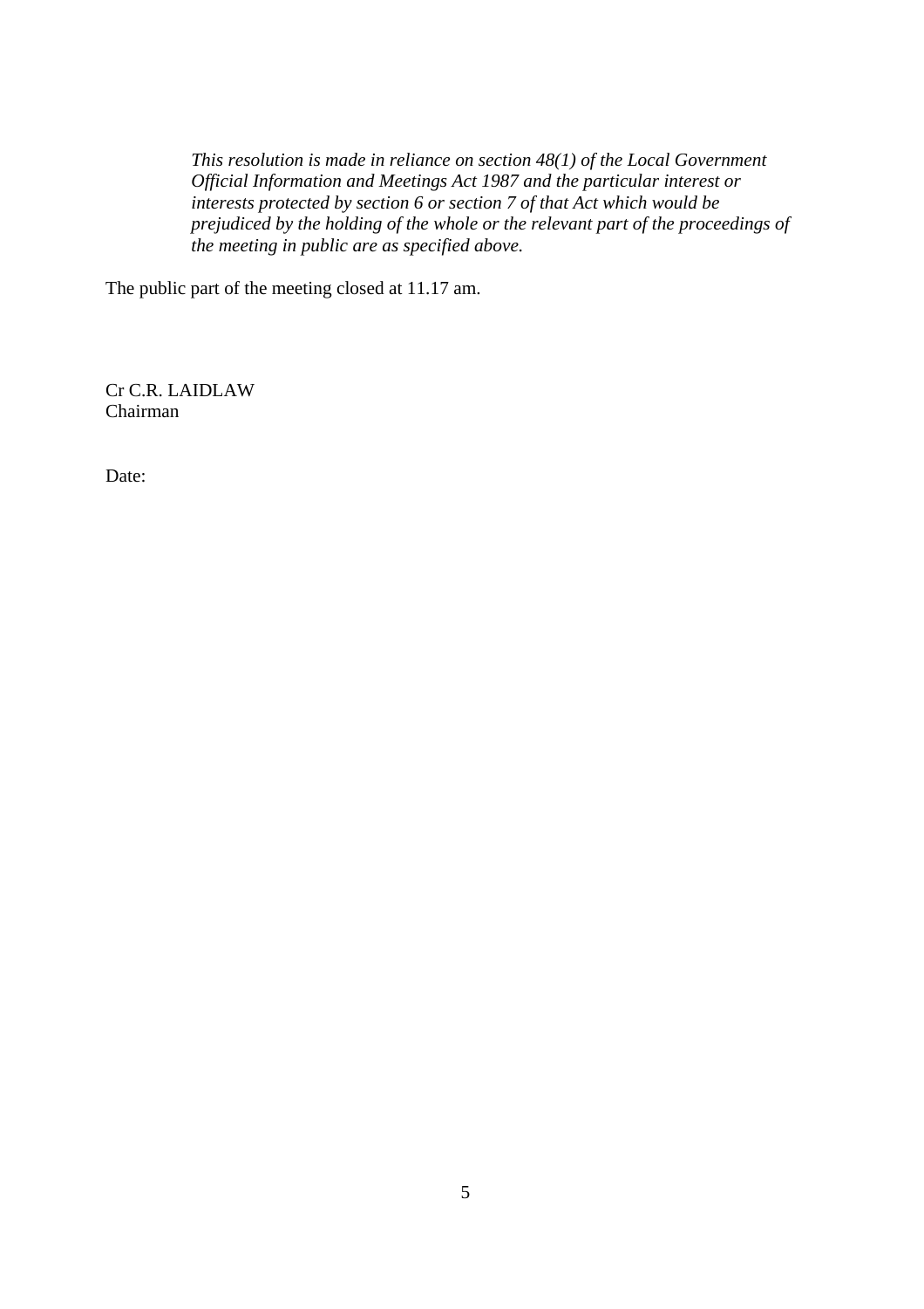*This resolution is made in reliance on section 48(1) of the Local Government Official Information and Meetings Act 1987 and the particular interest or interests protected by section 6 or section 7 of that Act which would be prejudiced by the holding of the whole or the relevant part of the proceedings of the meeting in public are as specified above.*

The public part of the meeting closed at 11.17 am.

Cr C.R. LAIDLAW
Chairman

Date: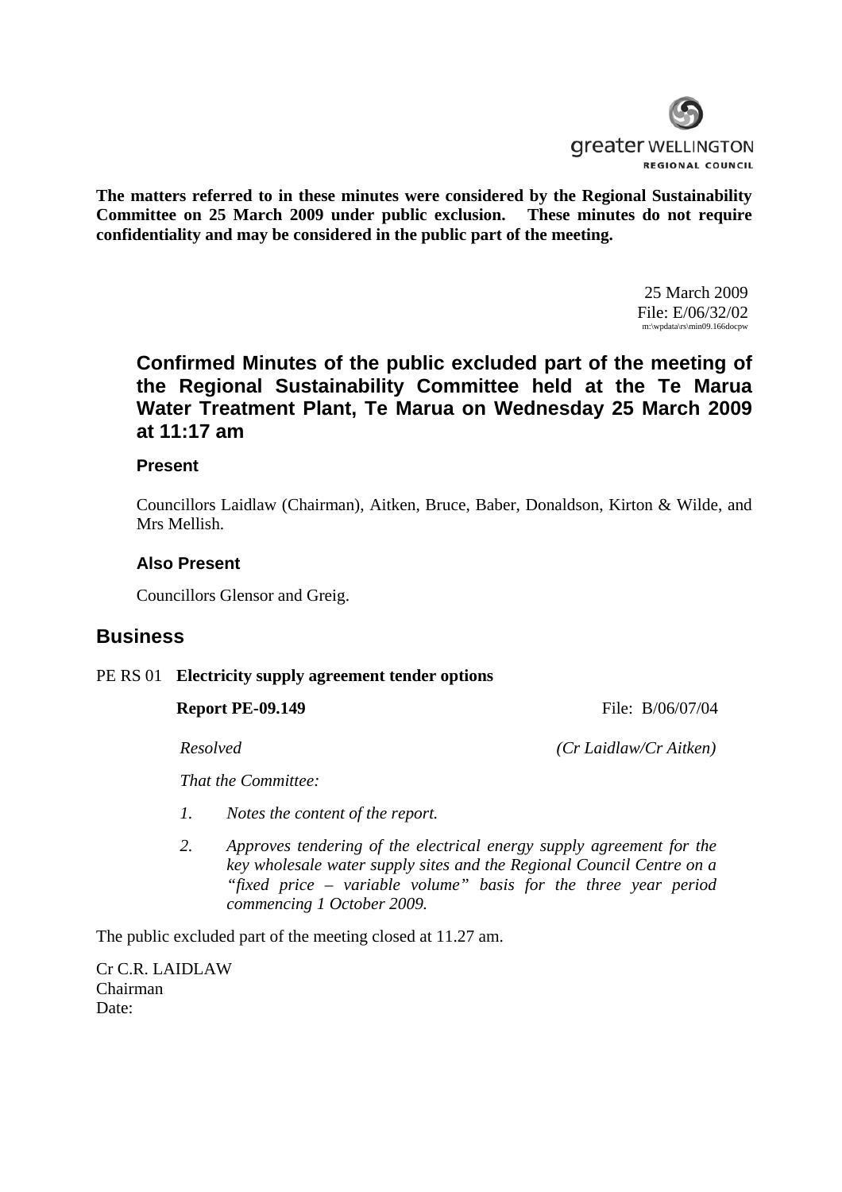**The matters referred to in these minutes were considered by the Regional Sustainability Committee on 25 March 2009 under public exclusion. These minutes do not require confidentiality and may be considered in the public part of the meeting.**

25 March 2009
File: E/06/32/02
m:\wpdata\rs\min09.166docpw

## Confirmed Minutes of the public excluded part of the meeting of the Regional Sustainability Committee held at the Te Marua Water Treatment Plant, Te Marua on Wednesday 25 March 2009 at 11:17 am

### Present

Councillors Laidlaw (Chairman), Aitken, Bruce, Baber, Donaldson, Kirton & Wilde, and Mrs Mellish.

### Also Present

Councillors Glensor and Greig.

## Business

PE RS 01 **Electricity supply agreement tender options**

**Report PE-09.149** File: B/06/07/04

*Resolved* *(Cr Laidlaw/Cr Aitken)*

*That the Committee:*

1. *Notes the content of the report.*
2. *Approves tendering of the electrical energy supply agreement for the key wholesale water supply sites and the Regional Council Centre on a "fixed price – variable volume" basis for the three year period commencing 1 October 2009.*

The public excluded part of the meeting closed at 11.27 am.

Cr C.R. LAIDLAW
Chairman
Date: